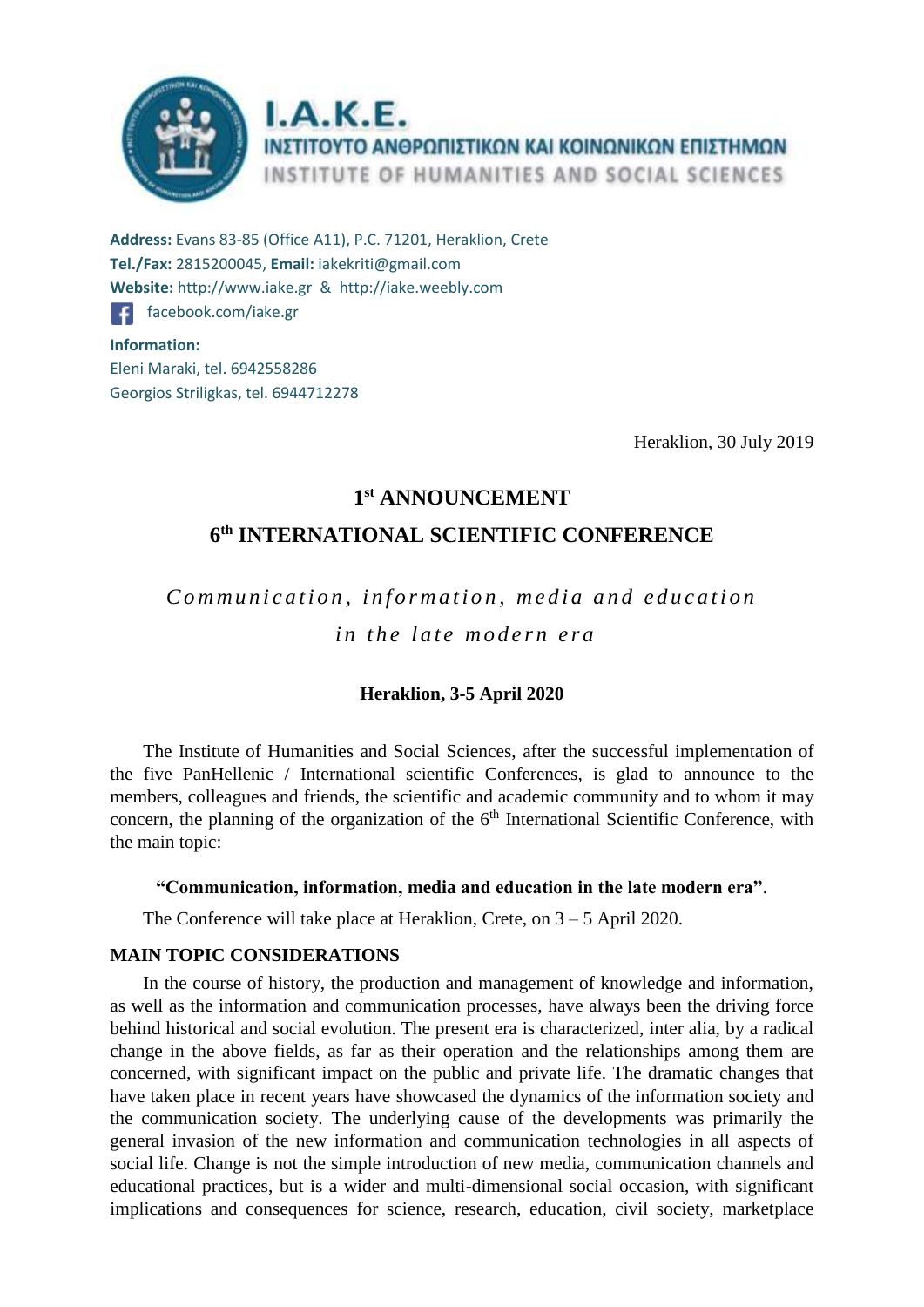# I.A.K.E.

**ΙΝΣΤΙΤΟΥΤΟ ΑΝΘΡΩΠΙΣΤΙΚΩΝ ΚΑΙ ΚΟΙΝΩΝΙΚΩΝ ΕΠΙΣΤΗΜΩΝ**

**INSTITUTE OF HUMANITIES AND SOCIAL SCIENCES**

**Address:** Evans 83-85 (Office A11), P.C. 71201, Heraklion, Crete
**Tel./Fax:** 2815200045, **Email:** iakekriti@gmail.com
**Website:** http://www.iake.gr & http://iake.weebly.com
facebook.com/iake.gr

**Information:**
Eleni Maraki, tel. 6942558286
Georgios Striligkas, tel. 6944712278

Heraklion, 30 July 2019

## 1st ANNOUNCEMENT

## 6th INTERNATIONAL SCIENTIFIC CONFERENCE

*Communication, information, media and education in the late modern era*

**Heraklion, 3-5 April 2020**

The Institute of Humanities and Social Sciences, after the successful implementation of the five PanHellenic / International scientific Conferences, is glad to announce to the members, colleagues and friends, the scientific and academic community and to whom it may concern, the planning of the organization of the 6th International Scientific Conference, with the main topic:

**"Communication, information, media and education in the late modern era"**.

The Conference will take place at Heraklion, Crete, on 3 – 5 April 2020.

### MAIN TOPIC CONSIDERATIONS

In the course of history, the production and management of knowledge and information, as well as the information and communication processes, have always been the driving force behind historical and social evolution. The present era is characterized, inter alia, by a radical change in the above fields, as far as their operation and the relationships among them are concerned, with significant impact on the public and private life. The dramatic changes that have taken place in recent years have showcased the dynamics of the information society and the communication society. The underlying cause of the developments was primarily the general invasion of the new information and communication technologies in all aspects of social life. Change is not the simple introduction of new media, communication channels and educational practices, but is a wider and multi-dimensional social occasion, with significant implications and consequences for science, research, education, civil society, marketplace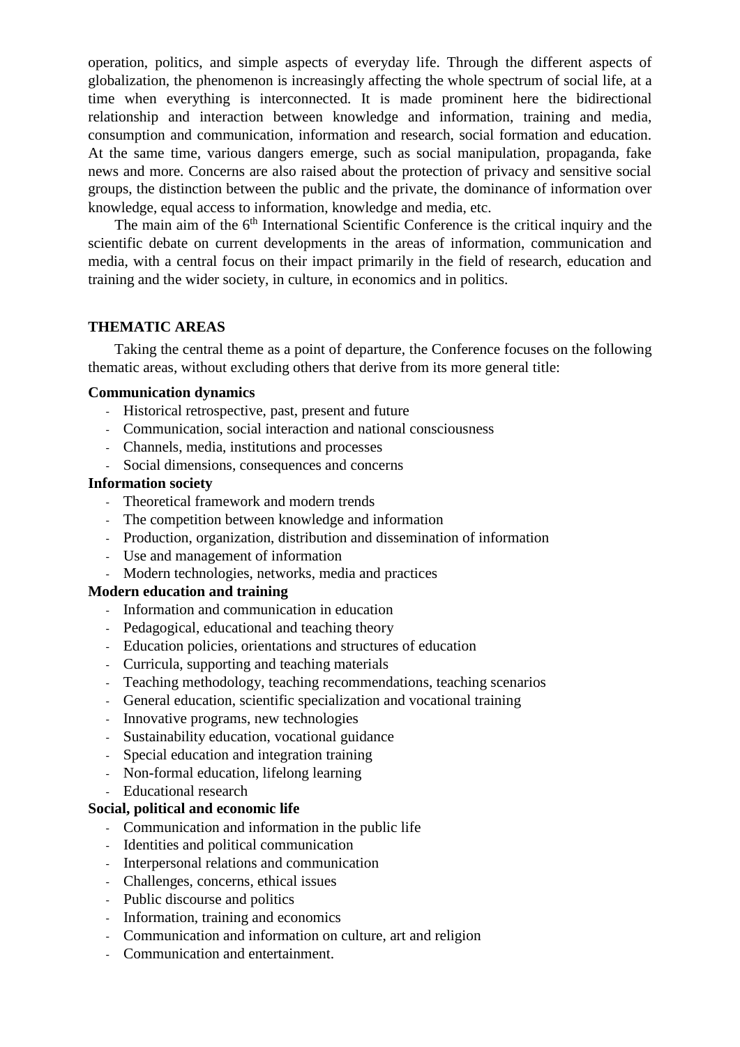operation, politics, and simple aspects of everyday life. Through the different aspects of globalization, the phenomenon is increasingly affecting the whole spectrum of social life, at a time when everything is interconnected. It is made prominent here the bidirectional relationship and interaction between knowledge and information, training and media, consumption and communication, information and research, social formation and education. At the same time, various dangers emerge, such as social manipulation, propaganda, fake news and more. Concerns are also raised about the protection of privacy and sensitive social groups, the distinction between the public and the private, the dominance of information over knowledge, equal access to information, knowledge and media, etc.

The main aim of the 6th International Scientific Conference is the critical inquiry and the scientific debate on current developments in the areas of information, communication and media, with a central focus on their impact primarily in the field of research, education and training and the wider society, in culture, in economics and in politics.

## THEMATIC AREAS

Taking the central theme as a point of departure, the Conference focuses on the following thematic areas, without excluding others that derive from its more general title:

**Communication dynamics**

- Historical retrospective, past, present and future
- Communication, social interaction and national consciousness
- Channels, media, institutions and processes
- Social dimensions, consequences and concerns

**Information society**

- Theoretical framework and modern trends
- The competition between knowledge and information
- Production, organization, distribution and dissemination of information
- Use and management of information
- Modern technologies, networks, media and practices

**Modern education and training**

- Information and communication in education
- Pedagogical, educational and teaching theory
- Education policies, orientations and structures of education
- Curricula, supporting and teaching materials
- Teaching methodology, teaching recommendations, teaching scenarios
- General education, scientific specialization and vocational training
- Innovative programs, new technologies
- Sustainability education, vocational guidance
- Special education and integration training
- Non-formal education, lifelong learning
- Educational research

**Social, political and economic life**

- Communication and information in the public life
- Identities and political communication
- Interpersonal relations and communication
- Challenges, concerns, ethical issues
- Public discourse and politics
- Information, training and economics
- Communication and information on culture, art and religion
- Communication and entertainment.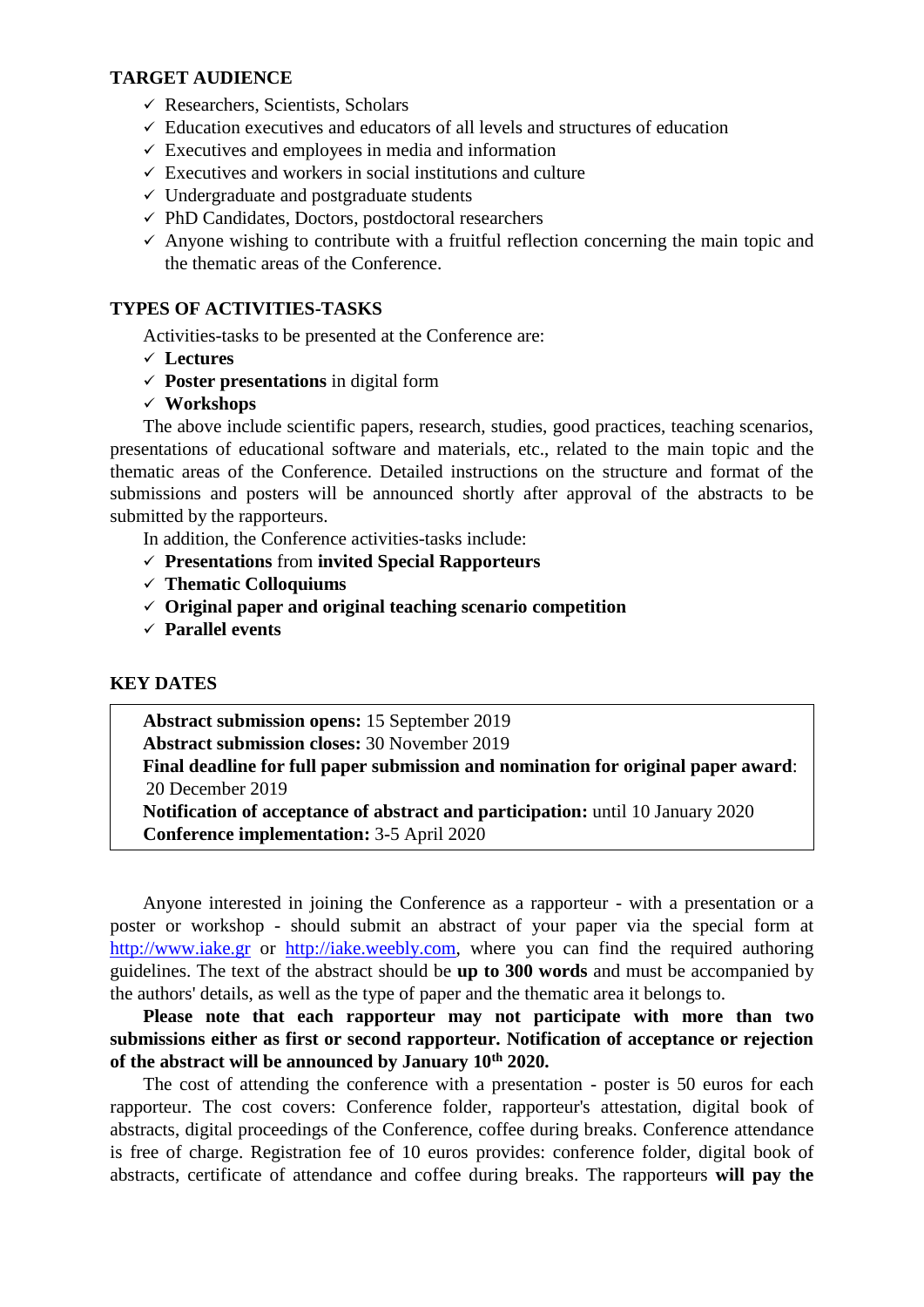## TARGET AUDIENCE

- ✓ Researchers, Scientists, Scholars
- ✓ Education executives and educators of all levels and structures of education
- ✓ Executives and employees in media and information
- ✓ Executives and workers in social institutions and culture
- ✓ Undergraduate and postgraduate students
- ✓ PhD Candidates, Doctors, postdoctoral researchers
- ✓ Anyone wishing to contribute with a fruitful reflection concerning the main topic and the thematic areas of the Conference.

## TYPES OF ACTIVITIES-TASKS

Activities-tasks to be presented at the Conference are:

- ✓ **Lectures**
- ✓ **Poster presentations** in digital form
- ✓ **Workshops**

The above include scientific papers, research, studies, good practices, teaching scenarios, presentations of educational software and materials, etc., related to the main topic and the thematic areas of the Conference. Detailed instructions on the structure and format of the submissions and posters will be announced shortly after approval of the abstracts to be submitted by the rapporteurs.

In addition, the Conference activities-tasks include:

- ✓ **Presentations** from **invited Special Rapporteurs**
- ✓ **Thematic Colloquiums**
- ✓ **Original paper and original teaching scenario competition**
- ✓ **Parallel events**

## KEY DATES

**Abstract submission opens:** 15 September 2019
**Abstract submission closes:** 30 November 2019
**Final deadline for full paper submission and nomination for original paper award**: 20 December 2019
**Notification of acceptance of abstract and participation:** until 10 January 2020
**Conference implementation:** 3-5 April 2020

Anyone interested in joining the Conference as a rapporteur - with a presentation or a poster or workshop - should submit an abstract of your paper via the special form at http://www.iake.gr or http://iake.weebly.com, where you can find the required authoring guidelines. The text of the abstract should be **up to 300 words** and must be accompanied by the authors' details, as well as the type of paper and the thematic area it belongs to.

**Please note that each rapporteur may not participate with more than two submissions either as first or second rapporteur. Notification of acceptance or rejection of the abstract will be announced by January 10th 2020.**

The cost of attending the conference with a presentation - poster is 50 euros for each rapporteur. The cost covers: Conference folder, rapporteur's attestation, digital book of abstracts, digital proceedings of the Conference, coffee during breaks. Conference attendance is free of charge. Registration fee of 10 euros provides: conference folder, digital book of abstracts, certificate of attendance and coffee during breaks. The rapporteurs **will pay the**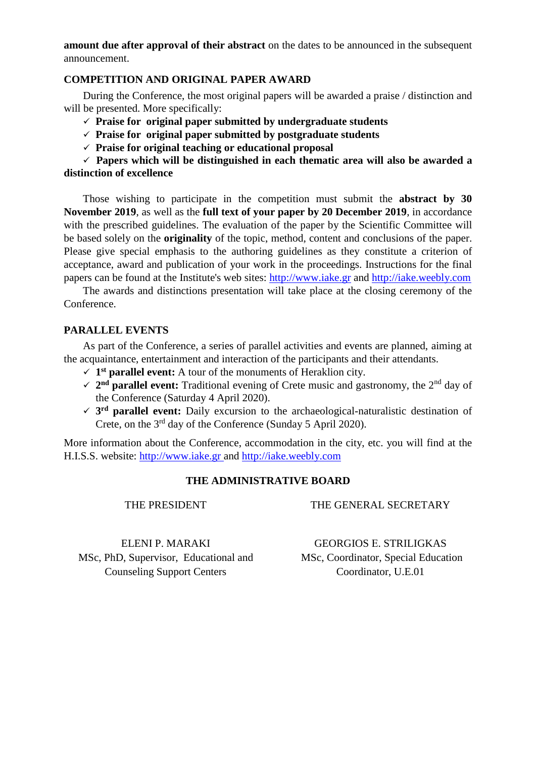**amount due after approval of their abstract** on the dates to be announced in the subsequent announcement.

## COMPETITION AND ORIGINAL PAPER AWARD

During the Conference, the most original papers will be awarded a praise / distinction and will be presented. More specifically:

- ✓ **Praise for original paper submitted by undergraduate students**
- ✓ **Praise for original paper submitted by postgraduate students**
- ✓ **Praise for original teaching or educational proposal**
- ✓ **Papers which will be distinguished in each thematic area will also be awarded a distinction of excellence**

Those wishing to participate in the competition must submit the **abstract by 30 November 2019**, as well as the **full text of your paper by 20 December 2019**, in accordance with the prescribed guidelines. The evaluation of the paper by the Scientific Committee will be based solely on the **originality** of the topic, method, content and conclusions of the paper. Please give special emphasis to the authoring guidelines as they constitute a criterion of acceptance, award and publication of your work in the proceedings. Instructions for the final papers can be found at the Institute's web sites: http://www.iake.gr and http://iake.weebly.com

The awards and distinctions presentation will take place at the closing ceremony of the Conference.

## PARALLEL EVENTS

As part of the Conference, a series of parallel activities and events are planned, aiming at the acquaintance, entertainment and interaction of the participants and their attendants.

- ✓ **1st parallel event:** A tour of the monuments of Heraklion city.
- ✓ **2nd parallel event:** Traditional evening of Crete music and gastronomy, the 2nd day of the Conference (Saturday 4 April 2020).
- ✓ **3rd parallel event:** Daily excursion to the archaeological-naturalistic destination of Crete, on the 3rd day of the Conference (Sunday 5 April 2020).

More information about the Conference, accommodation in the city, etc. you will find at the H.I.S.S. website: http://www.iake.gr and http://iake.weebly.com

**THE ADMINISTRATIVE BOARD**

THE PRESIDENT

ELENI P. MARAKI
MSc, PhD, Supervisor, Educational and Counseling Support Centers

THE GENERAL SECRETARY

GEORGIOS E. STRILIGKAS
MSc, Coordinator, Special Education Coordinator, U.E.01